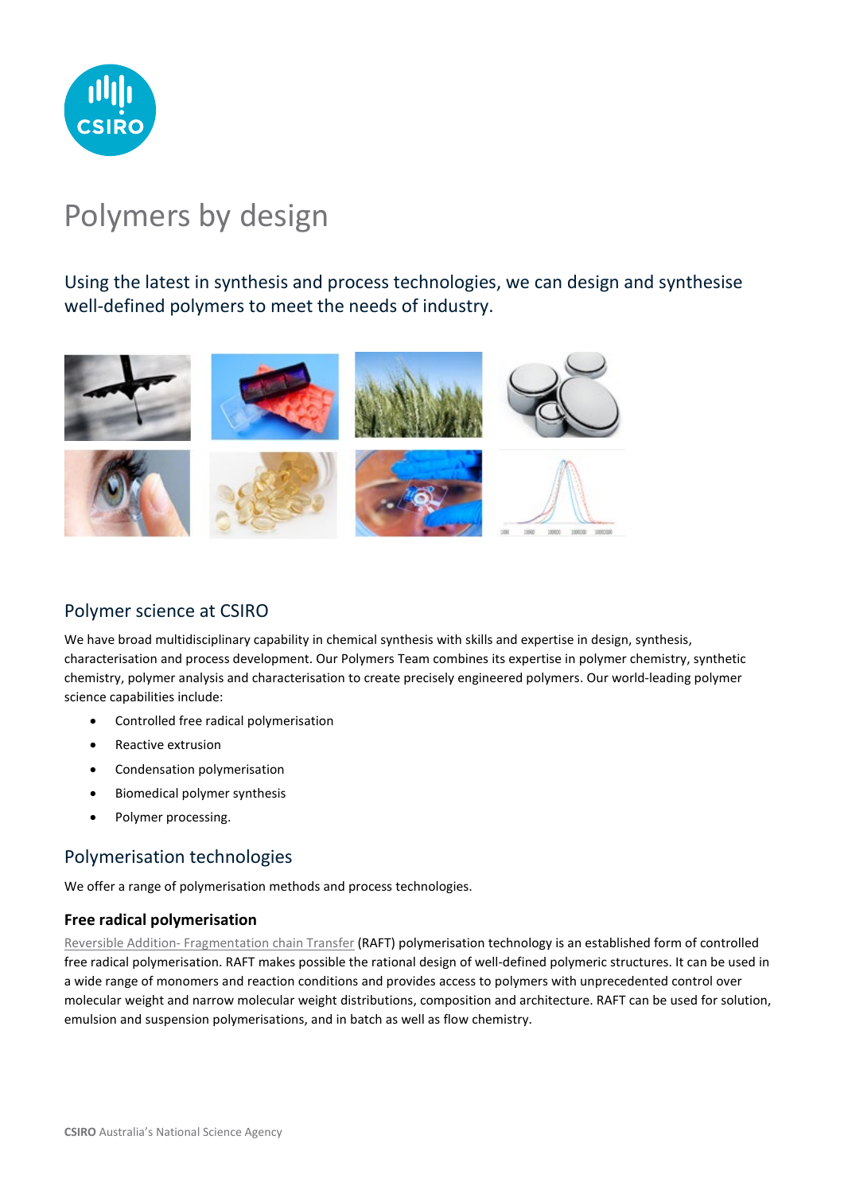# Polymers by design

## Using the latest in synthesis and process technologies, we can design and synthesise well-defined polymers to meet the needs of industry.

## Polymer science at CSIRO

We have broad multidisciplinary capability in chemical synthesis with skills and expertise in design, synthesis, characterisation and process development. Our Polymers Team combines its expertise in polymer chemistry, synthetic chemistry, polymer analysis and characterisation to create precisely engineered polymers. Our world-leading polymer science capabilities include:

- Controlled free radical polymerisation
- Reactive extrusion
- Condensation polymerisation
- Biomedical polymer synthesis
- Polymer processing.

## Polymerisation technologies

We offer a range of polymerisation methods and process technologies.

### Free radical polymerisation

Reversible Addition- Fragmentation chain Transfer (RAFT) polymerisation technology is an established form of controlled free radical polymerisation. RAFT makes possible the rational design of well-defined polymeric structures. It can be used in a wide range of monomers and reaction conditions and provides access to polymers with unprecedented control over molecular weight and narrow molecular weight distributions, composition and architecture. RAFT can be used for solution, emulsion and suspension polymerisations, and in batch as well as flow chemistry.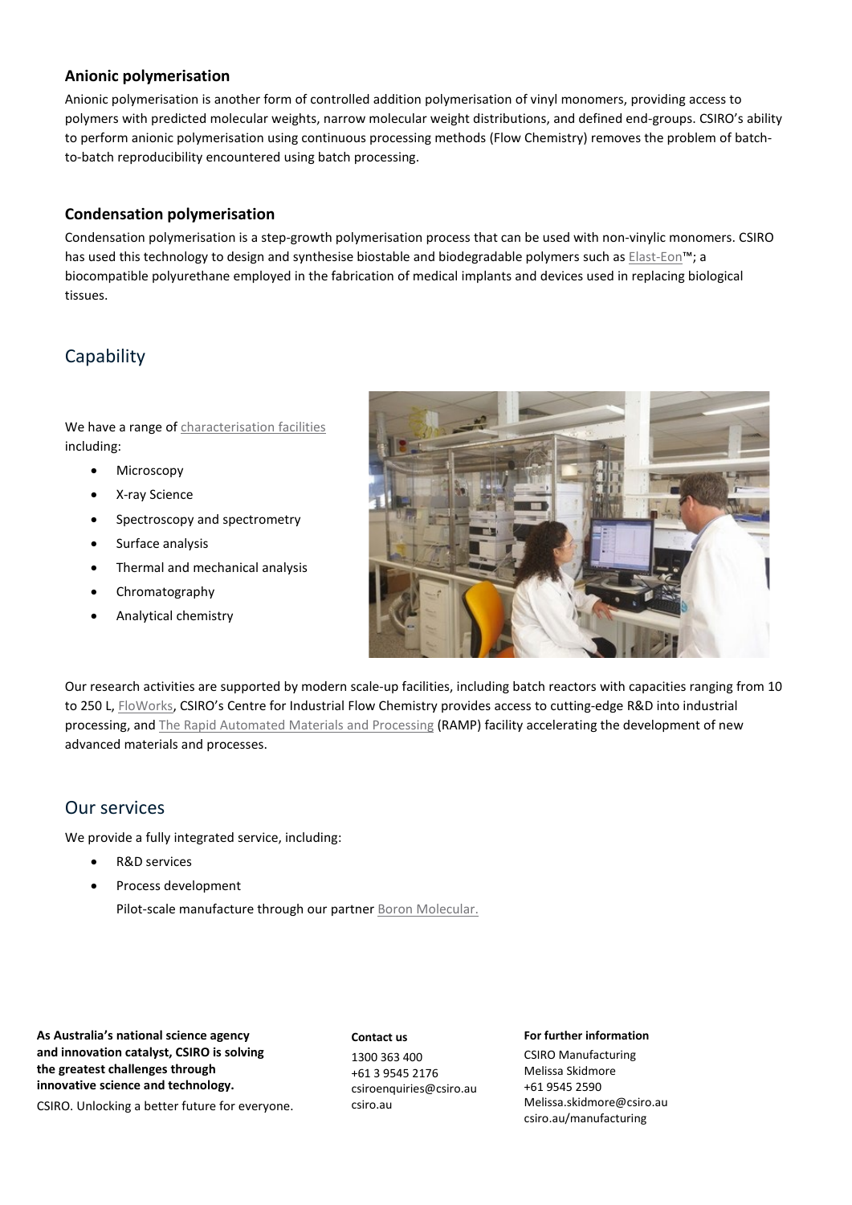### Anionic polymerisation

Anionic polymerisation is another form of controlled addition polymerisation of vinyl monomers, providing access to polymers with predicted molecular weights, narrow molecular weight distributions, and defined end-groups. CSIRO's ability to perform anionic polymerisation using continuous processing methods (Flow Chemistry) removes the problem of batch-to-batch reproducibility encountered using batch processing.

### Condensation polymerisation

Condensation polymerisation is a step-growth polymerisation process that can be used with non-vinylic monomers. CSIRO has used this technology to design and synthesise biostable and biodegradable polymers such as Elast-Eon™; a biocompatible polyurethane employed in the fabrication of medical implants and devices used in replacing biological tissues.

## Capability

We have a range of characterisation facilities including:

- Microscopy
- X-ray Science
- Spectroscopy and spectrometry
- Surface analysis
- Thermal and mechanical analysis
- Chromatography
- Analytical chemistry

Our research activities are supported by modern scale-up facilities, including batch reactors with capacities ranging from 10 to 250 L, FloWorks, CSIRO's Centre for Industrial Flow Chemistry provides access to cutting-edge R&D into industrial processing, and The Rapid Automated Materials and Processing (RAMP) facility accelerating the development of new advanced materials and processes.

## Our services

We provide a fully integrated service, including:

- R&D services
- Process development

  Pilot-scale manufacture through our partner Boron Molecular.

**As Australia's national science agency and innovation catalyst, CSIRO is solving the greatest challenges through innovative science and technology.**

CSIRO. Unlocking a better future for everyone.

**Contact us**

1300 363 400
+61 3 9545 2176
csiroenquiries@csiro.au
csiro.au

**For further information**

CSIRO Manufacturing
Melissa Skidmore
+61 9545 2590
Melissa.skidmore@csiro.au
csiro.au/manufacturing